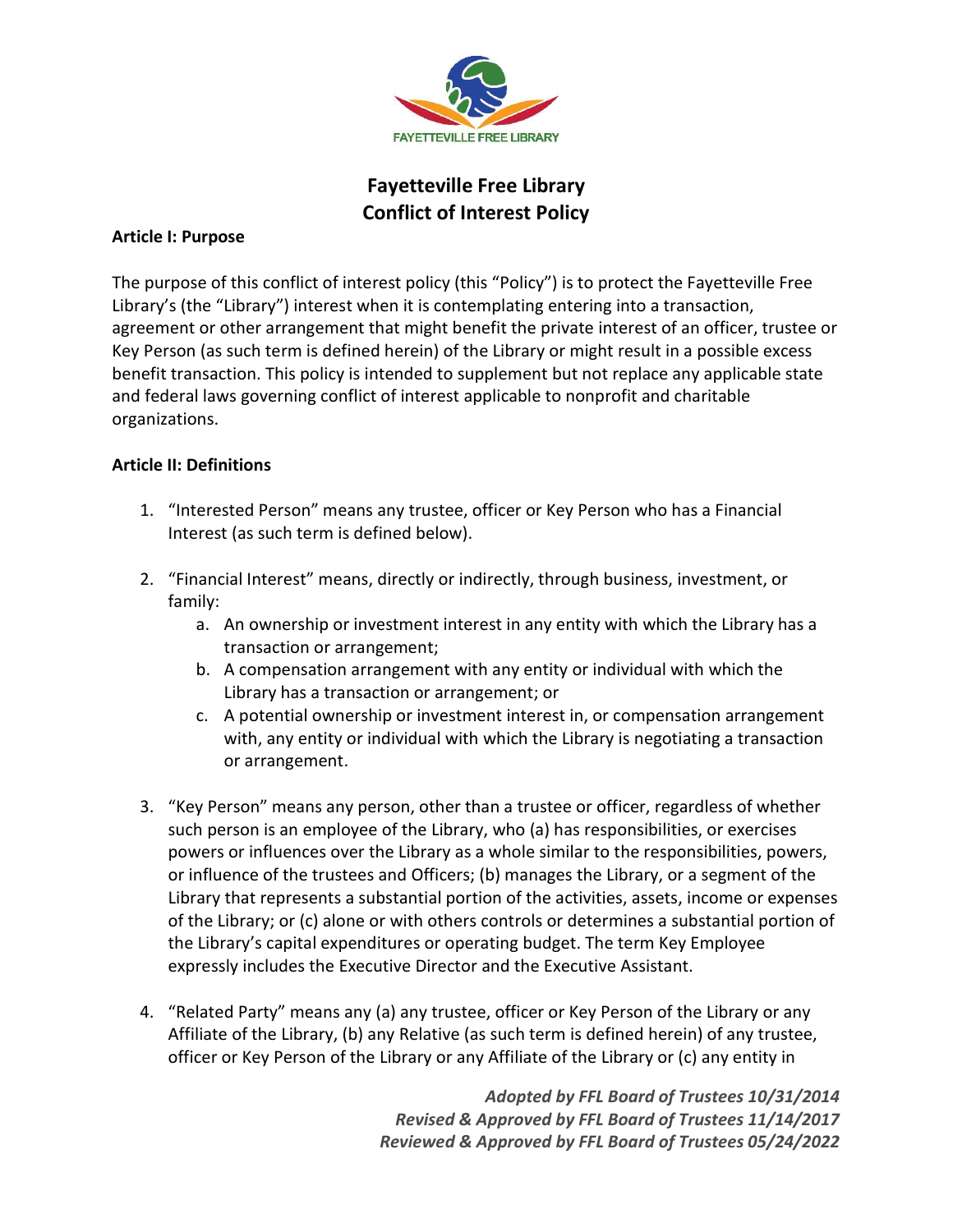FAYETTEVILLE FREE LIBRARY

# Fayetteville Free Library
# Conflict of Interest Policy

**Article I: Purpose**

The purpose of this conflict of interest policy (this "Policy") is to protect the Fayetteville Free Library's (the "Library") interest when it is contemplating entering into a transaction, agreement or other arrangement that might benefit the private interest of an officer, trustee or Key Person (as such term is defined herein) of the Library or might result in a possible excess benefit transaction. This policy is intended to supplement but not replace any applicable state and federal laws governing conflict of interest applicable to nonprofit and charitable organizations.

**Article II: Definitions**

1. "Interested Person" means any trustee, officer or Key Person who has a Financial Interest (as such term is defined below).

2. "Financial Interest" means, directly or indirectly, through business, investment, or family:
   a. An ownership or investment interest in any entity with which the Library has a transaction or arrangement;
   b. A compensation arrangement with any entity or individual with which the Library has a transaction or arrangement; or
   c. A potential ownership or investment interest in, or compensation arrangement with, any entity or individual with which the Library is negotiating a transaction or arrangement.

3. "Key Person" means any person, other than a trustee or officer, regardless of whether such person is an employee of the Library, who (a) has responsibilities, or exercises powers or influences over the Library as a whole similar to the responsibilities, powers, or influence of the trustees and Officers; (b) manages the Library, or a segment of the Library that represents a substantial portion of the activities, assets, income or expenses of the Library; or (c) alone or with others controls or determines a substantial portion of the Library's capital expenditures or operating budget. The term Key Employee expressly includes the Executive Director and the Executive Assistant.

4. "Related Party" means any (a) any trustee, officer or Key Person of the Library or any Affiliate of the Library, (b) any Relative (as such term is defined herein) of any trustee, officer or Key Person of the Library or any Affiliate of the Library or (c) any entity in

*Adopted by FFL Board of Trustees 10/31/2014*
*Revised & Approved by FFL Board of Trustees 11/14/2017*
*Reviewed & Approved by FFL Board of Trustees 05/24/2022*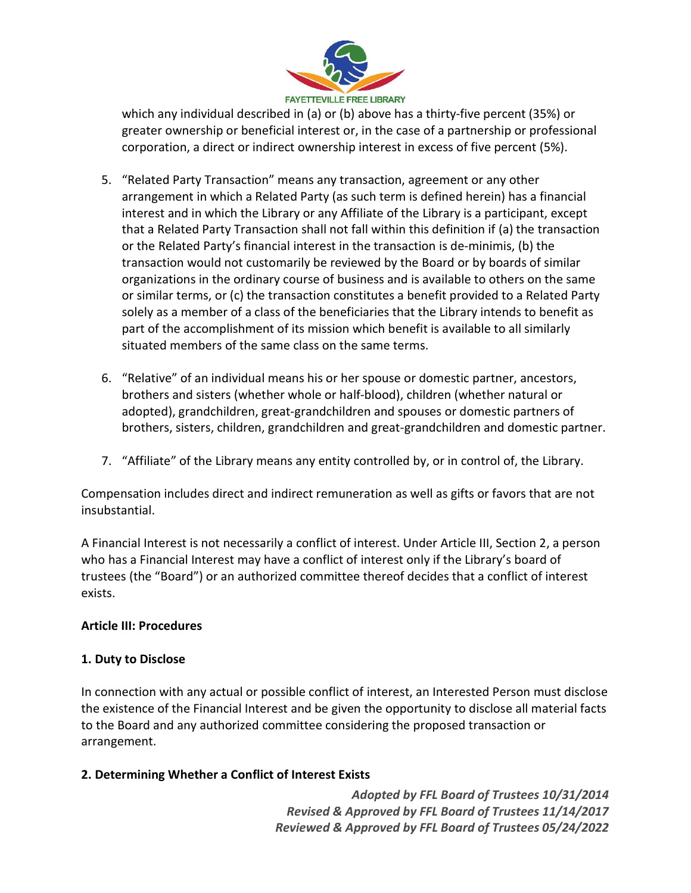which any individual described in (a) or (b) above has a thirty-five percent (35%) or greater ownership or beneficial interest or, in the case of a partnership or professional corporation, a direct or indirect ownership interest in excess of five percent (5%).

5. "Related Party Transaction" means any transaction, agreement or any other arrangement in which a Related Party (as such term is defined herein) has a financial interest and in which the Library or any Affiliate of the Library is a participant, except that a Related Party Transaction shall not fall within this definition if (a) the transaction or the Related Party's financial interest in the transaction is de-minimis, (b) the transaction would not customarily be reviewed by the Board or by boards of similar organizations in the ordinary course of business and is available to others on the same or similar terms, or (c) the transaction constitutes a benefit provided to a Related Party solely as a member of a class of the beneficiaries that the Library intends to benefit as part of the accomplishment of its mission which benefit is available to all similarly situated members of the same class on the same terms.

6. "Relative" of an individual means his or her spouse or domestic partner, ancestors, brothers and sisters (whether whole or half-blood), children (whether natural or adopted), grandchildren, great-grandchildren and spouses or domestic partners of brothers, sisters, children, grandchildren and great-grandchildren and domestic partner.

7. "Affiliate" of the Library means any entity controlled by, or in control of, the Library.

Compensation includes direct and indirect remuneration as well as gifts or favors that are not insubstantial.

A Financial Interest is not necessarily a conflict of interest. Under Article III, Section 2, a person who has a Financial Interest may have a conflict of interest only if the Library's board of trustees (the "Board") or an authorized committee thereof decides that a conflict of interest exists.

**Article III: Procedures**

**1. Duty to Disclose**

In connection with any actual or possible conflict of interest, an Interested Person must disclose the existence of the Financial Interest and be given the opportunity to disclose all material facts to the Board and any authorized committee considering the proposed transaction or arrangement.

**2. Determining Whether a Conflict of Interest Exists**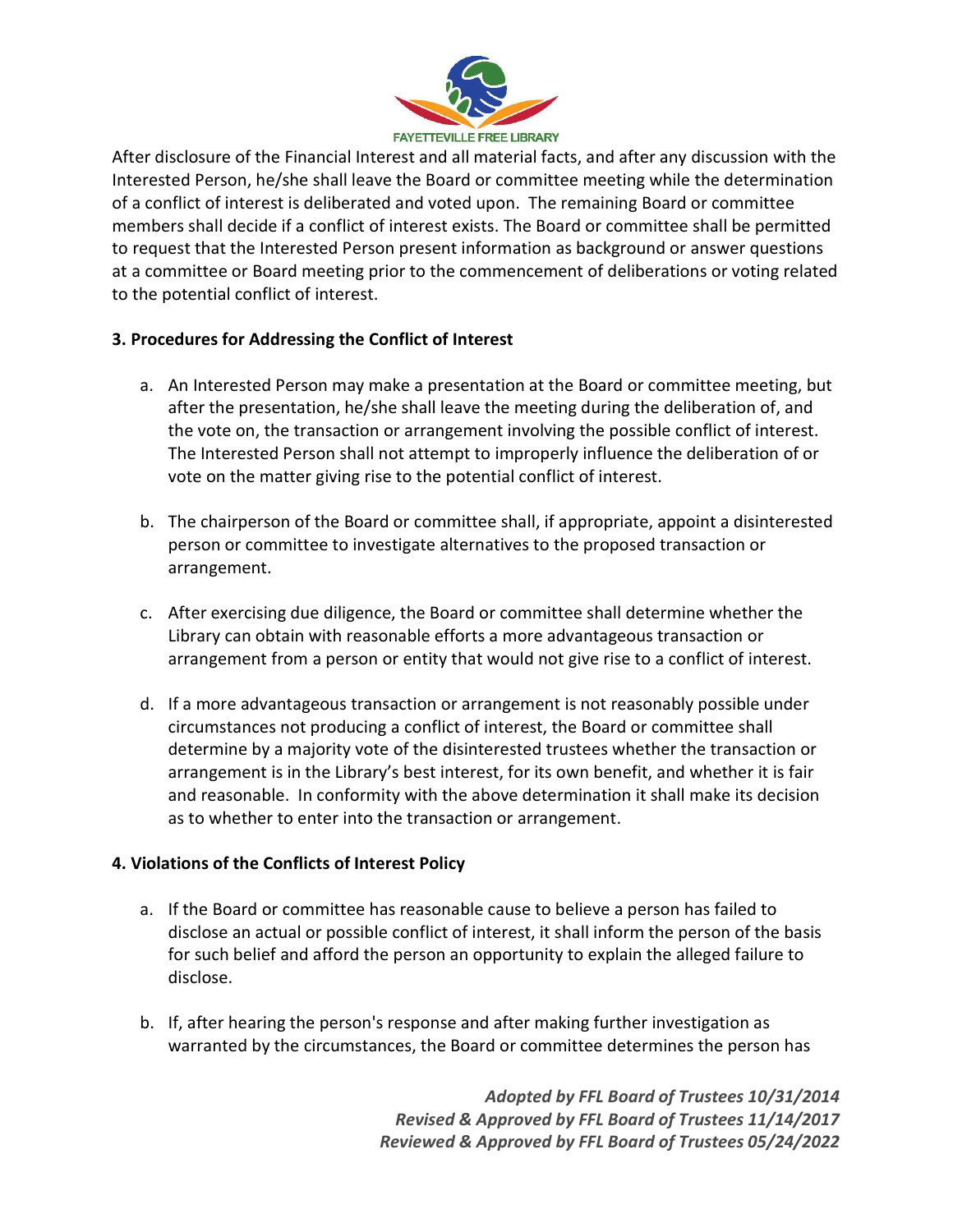After disclosure of the Financial Interest and all material facts, and after any discussion with the Interested Person, he/she shall leave the Board or committee meeting while the determination of a conflict of interest is deliberated and voted upon. The remaining Board or committee members shall decide if a conflict of interest exists. The Board or committee shall be permitted to request that the Interested Person present information as background or answer questions at a committee or Board meeting prior to the commencement of deliberations or voting related to the potential conflict of interest.

**3. Procedures for Addressing the Conflict of Interest**

a. An Interested Person may make a presentation at the Board or committee meeting, but after the presentation, he/she shall leave the meeting during the deliberation of, and the vote on, the transaction or arrangement involving the possible conflict of interest. The Interested Person shall not attempt to improperly influence the deliberation of or vote on the matter giving rise to the potential conflict of interest.

b. The chairperson of the Board or committee shall, if appropriate, appoint a disinterested person or committee to investigate alternatives to the proposed transaction or arrangement.

c. After exercising due diligence, the Board or committee shall determine whether the Library can obtain with reasonable efforts a more advantageous transaction or arrangement from a person or entity that would not give rise to a conflict of interest.

d. If a more advantageous transaction or arrangement is not reasonably possible under circumstances not producing a conflict of interest, the Board or committee shall determine by a majority vote of the disinterested trustees whether the transaction or arrangement is in the Library's best interest, for its own benefit, and whether it is fair and reasonable. In conformity with the above determination it shall make its decision as to whether to enter into the transaction or arrangement.

**4. Violations of the Conflicts of Interest Policy**

a. If the Board or committee has reasonable cause to believe a person has failed to disclose an actual or possible conflict of interest, it shall inform the person of the basis for such belief and afford the person an opportunity to explain the alleged failure to disclose.

b. If, after hearing the person's response and after making further investigation as warranted by the circumstances, the Board or committee determines the person has

*Adopted by FFL Board of Trustees 10/31/2014*
*Revised & Approved by FFL Board of Trustees 11/14/2017*
*Reviewed & Approved by FFL Board of Trustees 05/24/2022*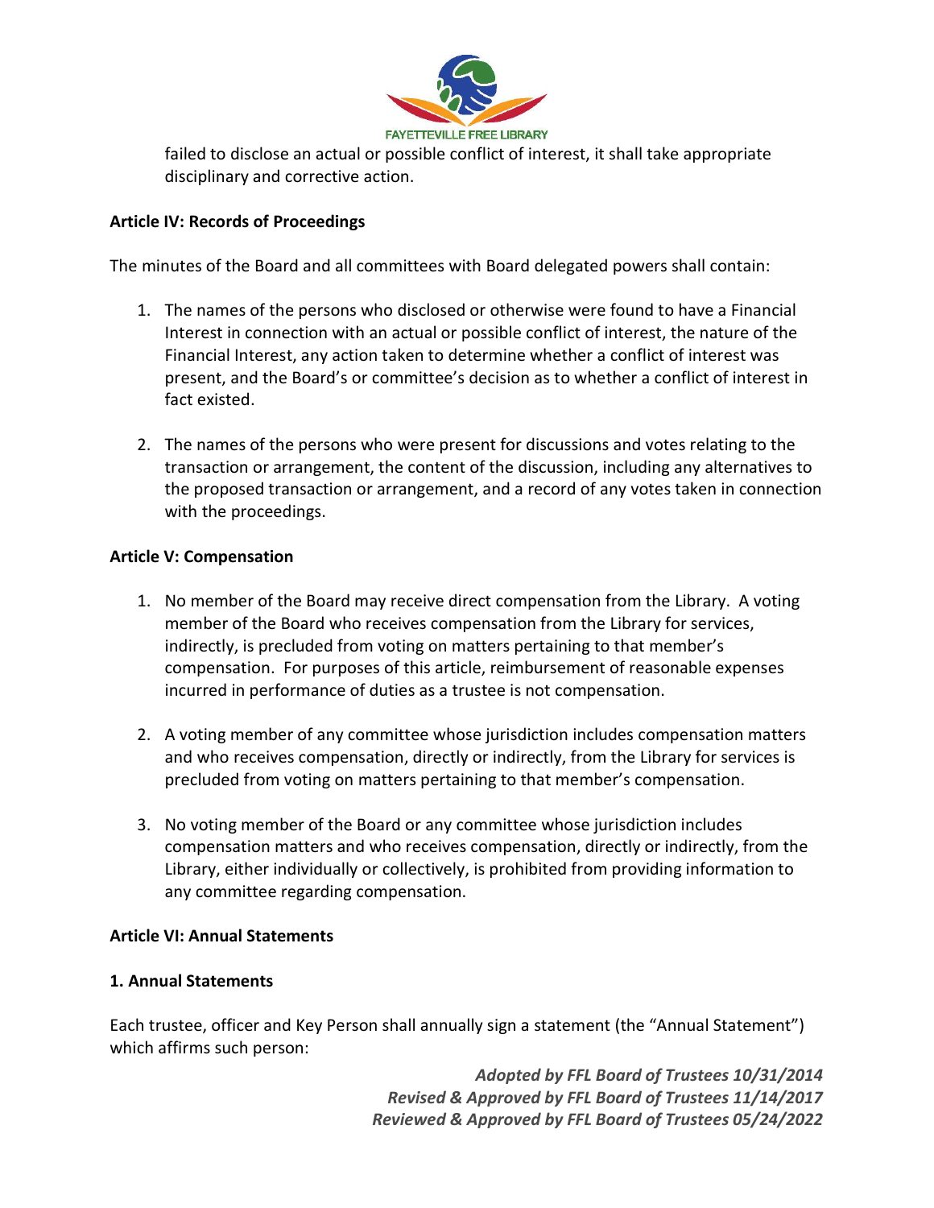failed to disclose an actual or possible conflict of interest, it shall take appropriate disciplinary and corrective action.

**Article IV: Records of Proceedings**

The minutes of the Board and all committees with Board delegated powers shall contain:

1. The names of the persons who disclosed or otherwise were found to have a Financial Interest in connection with an actual or possible conflict of interest, the nature of the Financial Interest, any action taken to determine whether a conflict of interest was present, and the Board's or committee's decision as to whether a conflict of interest in fact existed.

2. The names of the persons who were present for discussions and votes relating to the transaction or arrangement, the content of the discussion, including any alternatives to the proposed transaction or arrangement, and a record of any votes taken in connection with the proceedings.

**Article V: Compensation**

1. No member of the Board may receive direct compensation from the Library. A voting member of the Board who receives compensation from the Library for services, indirectly, is precluded from voting on matters pertaining to that member's compensation. For purposes of this article, reimbursement of reasonable expenses incurred in performance of duties as a trustee is not compensation.

2. A voting member of any committee whose jurisdiction includes compensation matters and who receives compensation, directly or indirectly, from the Library for services is precluded from voting on matters pertaining to that member's compensation.

3. No voting member of the Board or any committee whose jurisdiction includes compensation matters and who receives compensation, directly or indirectly, from the Library, either individually or collectively, is prohibited from providing information to any committee regarding compensation.

**Article VI: Annual Statements**

**1. Annual Statements**

Each trustee, officer and Key Person shall annually sign a statement (the "Annual Statement") which affirms such person:

*Adopted by FFL Board of Trustees 10/31/2014*
*Revised & Approved by FFL Board of Trustees 11/14/2017*
*Reviewed & Approved by FFL Board of Trustees 05/24/2022*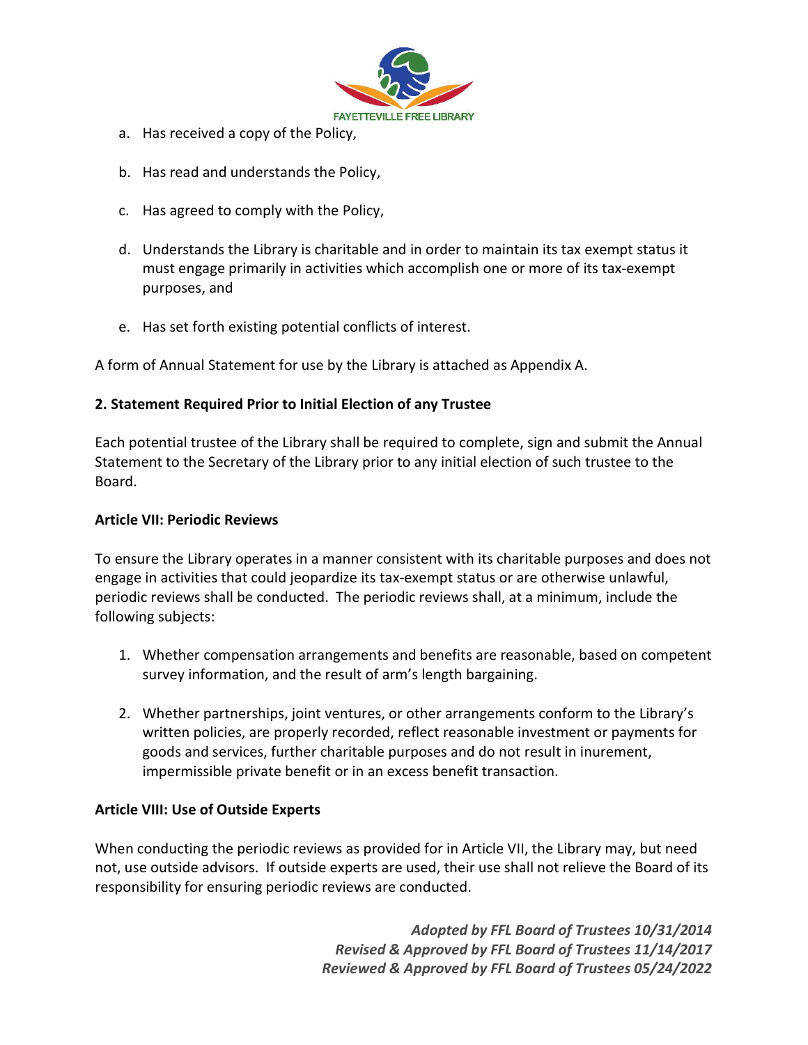a. Has received a copy of the Policy,

b. Has read and understands the Policy,

c. Has agreed to comply with the Policy,

d. Understands the Library is charitable and in order to maintain its tax exempt status it must engage primarily in activities which accomplish one or more of its tax-exempt purposes, and

e. Has set forth existing potential conflicts of interest.

A form of Annual Statement for use by the Library is attached as Appendix A.

**2. Statement Required Prior to Initial Election of any Trustee**

Each potential trustee of the Library shall be required to complete, sign and submit the Annual Statement to the Secretary of the Library prior to any initial election of such trustee to the Board.

**Article VII: Periodic Reviews**

To ensure the Library operates in a manner consistent with its charitable purposes and does not engage in activities that could jeopardize its tax-exempt status or are otherwise unlawful, periodic reviews shall be conducted. The periodic reviews shall, at a minimum, include the following subjects:

1. Whether compensation arrangements and benefits are reasonable, based on competent survey information, and the result of arm's length bargaining.

2. Whether partnerships, joint ventures, or other arrangements conform to the Library's written policies, are properly recorded, reflect reasonable investment or payments for goods and services, further charitable purposes and do not result in inurement, impermissible private benefit or in an excess benefit transaction.

**Article VIII: Use of Outside Experts**

When conducting the periodic reviews as provided for in Article VII, the Library may, but need not, use outside advisors. If outside experts are used, their use shall not relieve the Board of its responsibility for ensuring periodic reviews are conducted.

*Adopted by FFL Board of Trustees 10/31/2014*
*Revised & Approved by FFL Board of Trustees 11/14/2017*
*Reviewed & Approved by FFL Board of Trustees 05/24/2022*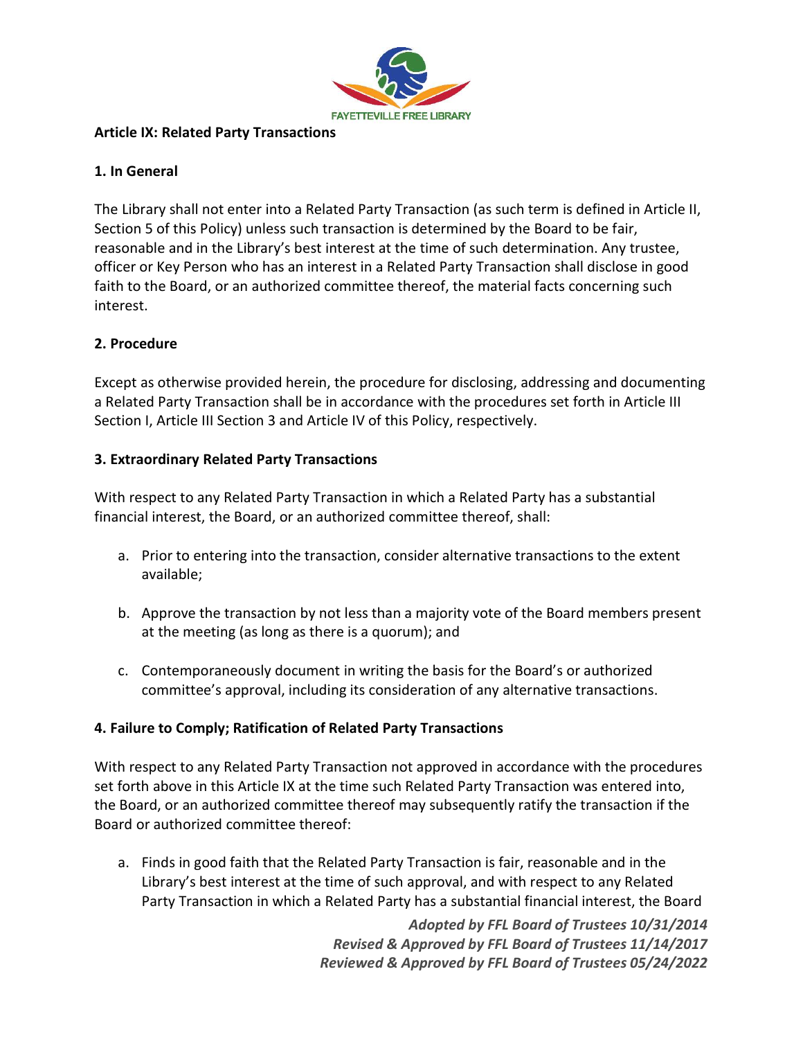## Article IX: Related Party Transactions

### 1. In General

The Library shall not enter into a Related Party Transaction (as such term is defined in Article II, Section 5 of this Policy) unless such transaction is determined by the Board to be fair, reasonable and in the Library's best interest at the time of such determination. Any trustee, officer or Key Person who has an interest in a Related Party Transaction shall disclose in good faith to the Board, or an authorized committee thereof, the material facts concerning such interest.

### 2. Procedure

Except as otherwise provided herein, the procedure for disclosing, addressing and documenting a Related Party Transaction shall be in accordance with the procedures set forth in Article III Section I, Article III Section 3 and Article IV of this Policy, respectively.

### 3. Extraordinary Related Party Transactions

With respect to any Related Party Transaction in which a Related Party has a substantial financial interest, the Board, or an authorized committee thereof, shall:

a. Prior to entering into the transaction, consider alternative transactions to the extent available;

b. Approve the transaction by not less than a majority vote of the Board members present at the meeting (as long as there is a quorum); and

c. Contemporaneously document in writing the basis for the Board's or authorized committee's approval, including its consideration of any alternative transactions.

### 4. Failure to Comply; Ratification of Related Party Transactions

With respect to any Related Party Transaction not approved in accordance with the procedures set forth above in this Article IX at the time such Related Party Transaction was entered into, the Board, or an authorized committee thereof may subsequently ratify the transaction if the Board or authorized committee thereof:

a. Finds in good faith that the Related Party Transaction is fair, reasonable and in the Library's best interest at the time of such approval, and with respect to any Related Party Transaction in which a Related Party has a substantial financial interest, the Board

*Adopted by FFL Board of Trustees 10/31/2014*
*Revised & Approved by FFL Board of Trustees 11/14/2017*
*Reviewed & Approved by FFL Board of Trustees 05/24/2022*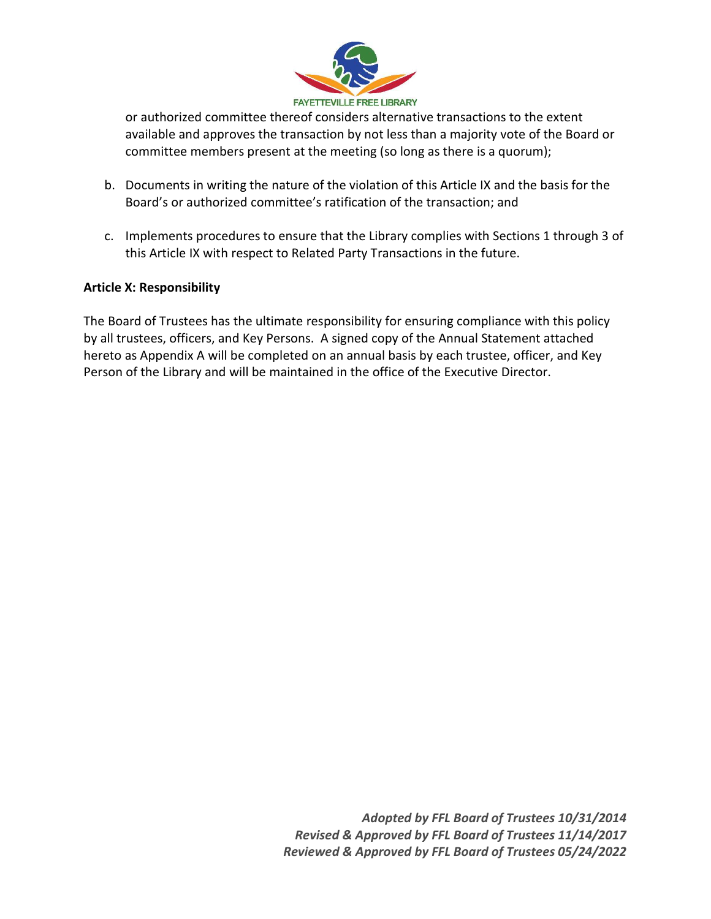or authorized committee thereof considers alternative transactions to the extent available and approves the transaction by not less than a majority vote of the Board or committee members present at the meeting (so long as there is a quorum);

b. Documents in writing the nature of the violation of this Article IX and the basis for the Board's or authorized committee's ratification of the transaction; and

c. Implements procedures to ensure that the Library complies with Sections 1 through 3 of this Article IX with respect to Related Party Transactions in the future.

**Article X: Responsibility**

The Board of Trustees has the ultimate responsibility for ensuring compliance with this policy by all trustees, officers, and Key Persons. A signed copy of the Annual Statement attached hereto as Appendix A will be completed on an annual basis by each trustee, officer, and Key Person of the Library and will be maintained in the office of the Executive Director.

*Adopted by FFL Board of Trustees 10/31/2014*
*Revised & Approved by FFL Board of Trustees 11/14/2017*
*Reviewed & Approved by FFL Board of Trustees 05/24/2022*